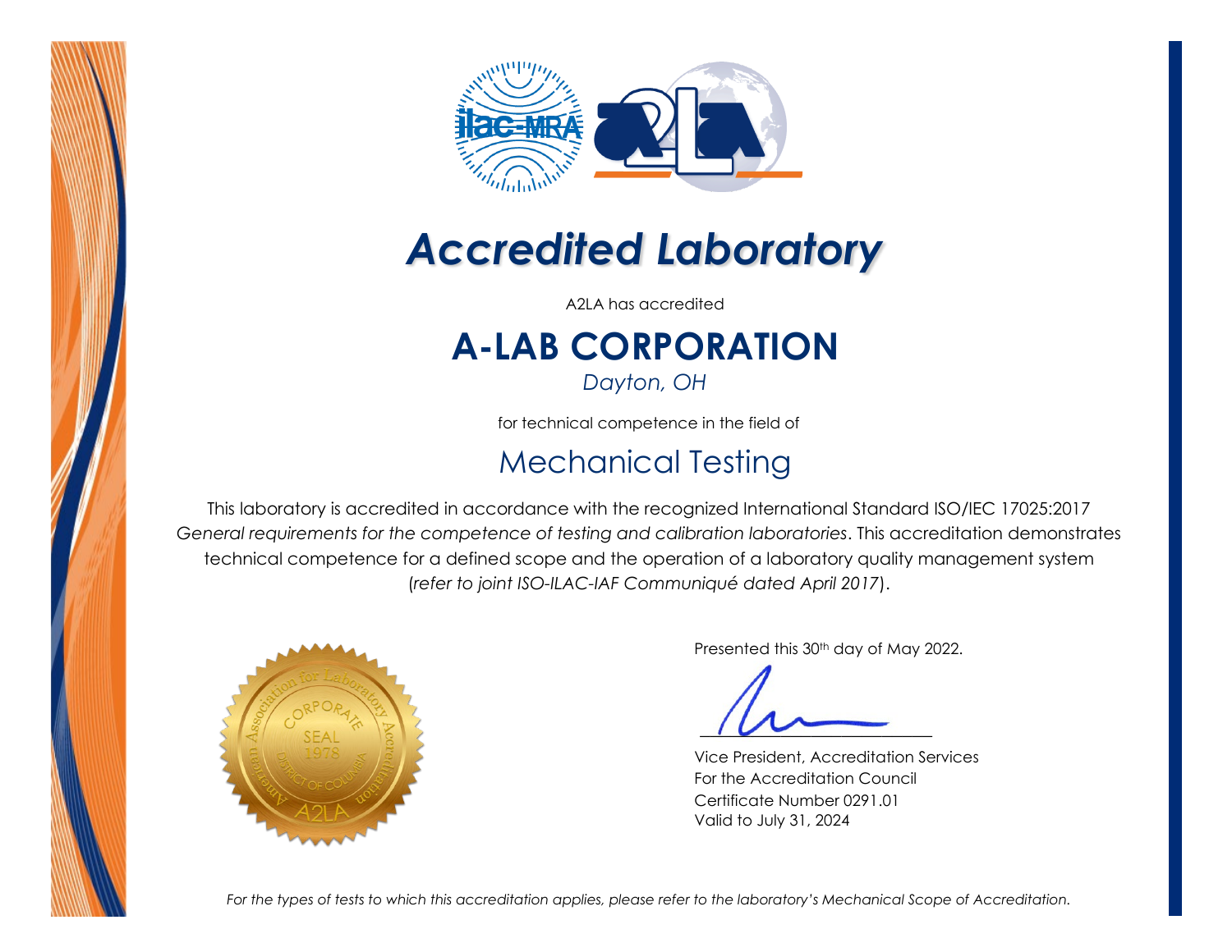# Accredited Laboratory

A2LA has accredited

## A-LAB CORPORATION

*Dayton, OH*

for technical competence in the field of

## Mechanical Testing

This laboratory is accredited in accordance with the recognized International Standard ISO/IEC 17025:2017 *General requirements for the competence of testing and calibration laboratories*. This accreditation demonstrates technical competence for a defined scope and the operation of a laboratory quality management system (*refer to joint ISO-ILAC-IAF Communiqué dated April 2017*).

Presented this 30th day of May 2022.

Vice President, Accreditation Services
For the Accreditation Council
Certificate Number 0291.01
Valid to July 31, 2024

*For the types of tests to which this accreditation applies, please refer to the laboratory's Mechanical Scope of Accreditation.*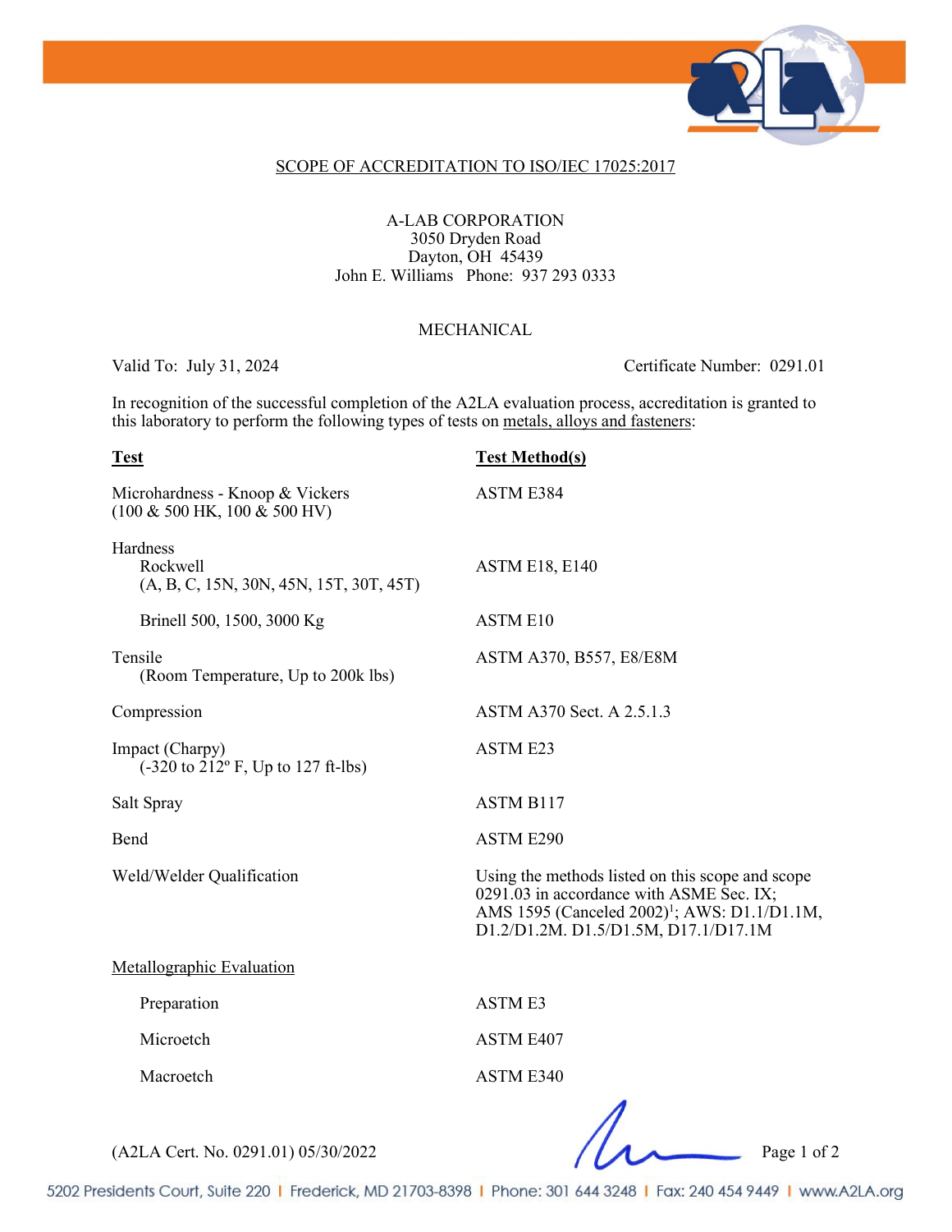## SCOPE OF ACCREDITATION TO ISO/IEC 17025:2017

A-LAB CORPORATION
3050 Dryden Road
Dayton, OH 45439
John E. Williams Phone: 937 293 0333

### MECHANICAL

Valid To: July 31, 2024 Certificate Number: 0291.01

In recognition of the successful completion of the A2LA evaluation process, accreditation is granted to this laboratory to perform the following types of tests on metals, alloys and fasteners:

| **Test** | **Test Method(s)** |
| --- | --- |
| Microhardness - Knoop & Vickers (100 & 500 HK, 100 & 500 HV) | ASTM E384 |
| Hardness | |
| Rockwell (A, B, C, 15N, 30N, 45N, 15T, 30T, 45T) | ASTM E18, E140 |
| Brinell 500, 1500, 3000 Kg | ASTM E10 |
| Tensile (Room Temperature, Up to 200k lbs) | ASTM A370, B557, E8/E8M |
| Compression | ASTM A370 Sect. A 2.5.1.3 |
| Impact (Charpy) (-320 to 212º F, Up to 127 ft-lbs) | ASTM E23 |
| Salt Spray | ASTM B117 |
| Bend | ASTM E290 |
| Weld/Welder Qualification | Using the methods listed on this scope and scope 0291.03 in accordance with ASME Sec. IX; AMS 1595 (Canceled 2002)[1]; AWS: D1.1/D1.1M, D1.2/D1.2M. D1.5/D1.5M, D17.1/D17.1M |
| Metallographic Evaluation | |
| Preparation | ASTM E3 |
| Microetch | ASTM E407 |
| Macroetch | ASTM E340 |

(A2LA Cert. No. 0291.01) 05/30/2022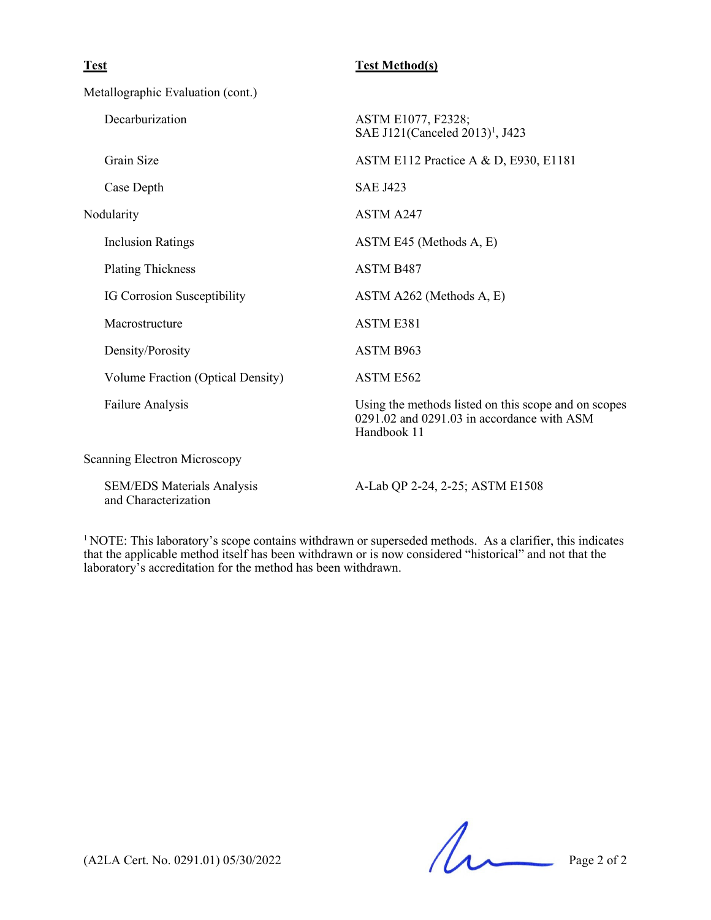| Test | Test Method(s) |
|---|---|
| Metallographic Evaluation (cont.) | |
| Decarburization | ASTM E1077, F2328; SAE J121(Canceled 2013)[1], J423 |
| Grain Size | ASTM E112 Practice A & D, E930, E1181 |
| Case Depth | SAE J423 |
| Nodularity | ASTM A247 |
| Inclusion Ratings | ASTM E45 (Methods A, E) |
| Plating Thickness | ASTM B487 |
| IG Corrosion Susceptibility | ASTM A262 (Methods A, E) |
| Macrostructure | ASTM E381 |
| Density/Porosity | ASTM B963 |
| Volume Fraction (Optical Density) | ASTM E562 |
| Failure Analysis | Using the methods listed on this scope and on scopes 0291.02 and 0291.03 in accordance with ASM Handbook 11 |
| Scanning Electron Microscopy | |
| SEM/EDS Materials Analysis and Characterization | A-Lab QP 2-24, 2-25; ASTM E1508 |

[1] NOTE: This laboratory's scope contains withdrawn or superseded methods. As a clarifier, this indicates that the applicable method itself has been withdrawn or is now considered "historical" and not that the laboratory's accreditation for the method has been withdrawn.

(A2LA Cert. No. 0291.01) 05/30/2022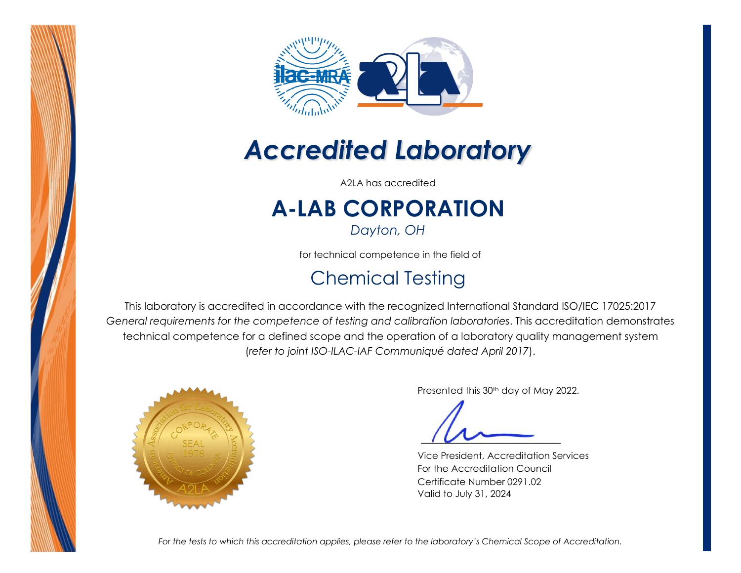# *Accredited Laboratory*

A2LA has accredited

## A-LAB CORPORATION

*Dayton, OH*

for technical competence in the field of

## Chemical Testing

This laboratory is accredited in accordance with the recognized International Standard ISO/IEC 17025:2017 *General requirements for the competence of testing and calibration laboratories*. This accreditation demonstrates technical competence for a defined scope and the operation of a laboratory quality management system (*refer to joint ISO-ILAC-IAF Communiqué dated April 2017*).

Presented this 30th day of May 2022.

Vice President, Accreditation Services
For the Accreditation Council
Certificate Number 0291.02
Valid to July 31, 2024

*For the tests to which this accreditation applies, please refer to the laboratory's Chemical Scope of Accreditation.*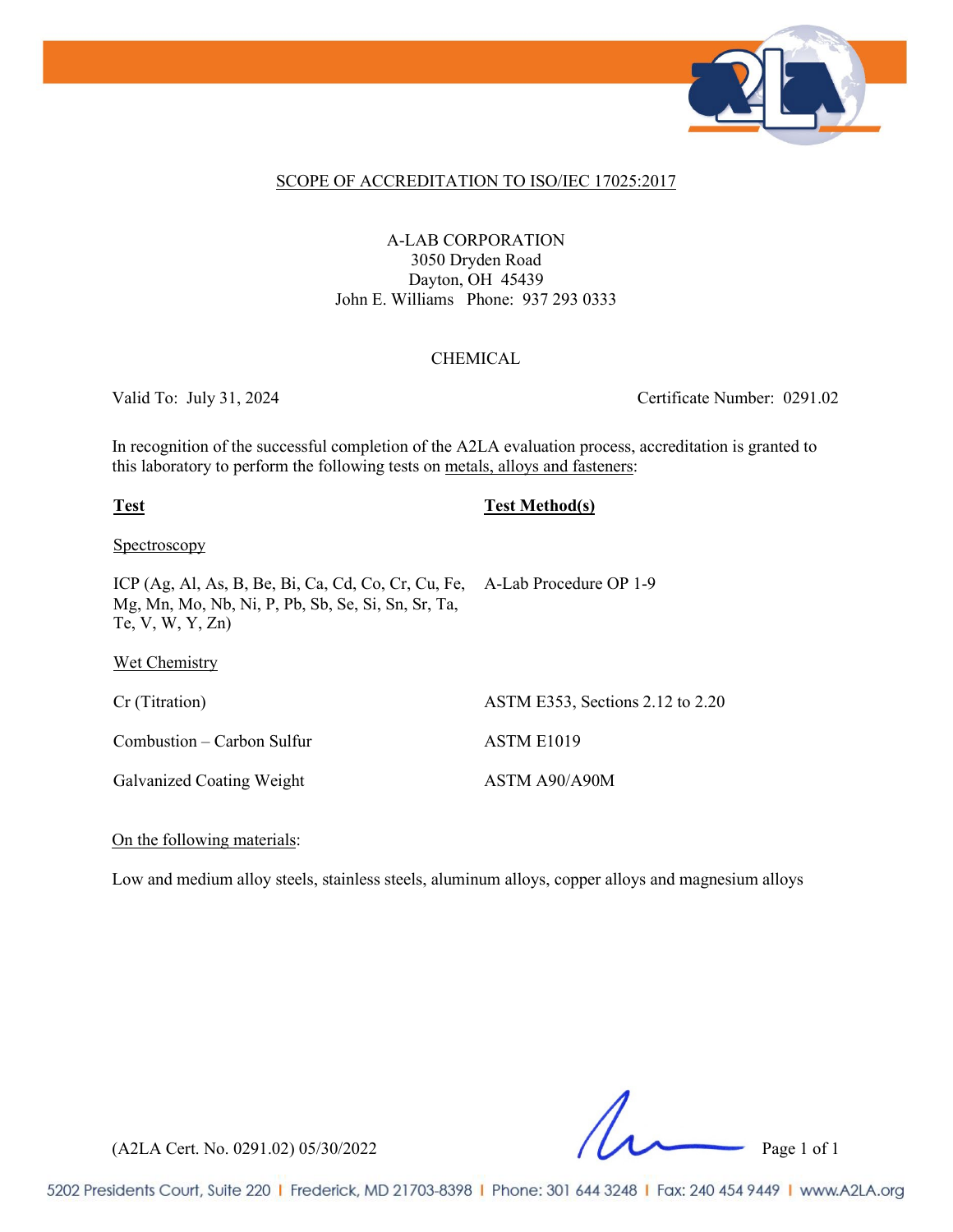## SCOPE OF ACCREDITATION TO ISO/IEC 17025:2017

A-LAB CORPORATION
3050 Dryden Road
Dayton, OH 45439
John E. Williams Phone: 937 293 0333

### CHEMICAL

Valid To: July 31, 2024 Certificate Number: 0291.02

In recognition of the successful completion of the A2LA evaluation process, accreditation is granted to this laboratory to perform the following tests on metals, alloys and fasteners:

| **Test** | **Test Method(s)** |
|---|---|
| Spectroscopy | |
| ICP (Ag, Al, As, B, Be, Bi, Ca, Cd, Co, Cr, Cu, Fe, Mg, Mn, Mo, Nb, Ni, P, Pb, Sb, Se, Si, Sn, Sr, Ta, Te, V, W, Y, Zn) | A-Lab Procedure OP 1-9 |
| Wet Chemistry | |
| Cr (Titration) | ASTM E353, Sections 2.12 to 2.20 |
| Combustion – Carbon Sulfur | ASTM E1019 |
| Galvanized Coating Weight | ASTM A90/A90M |

On the following materials:

Low and medium alloy steels, stainless steels, aluminum alloys, copper alloys and magnesium alloys

(A2LA Cert. No. 0291.02) 05/30/2022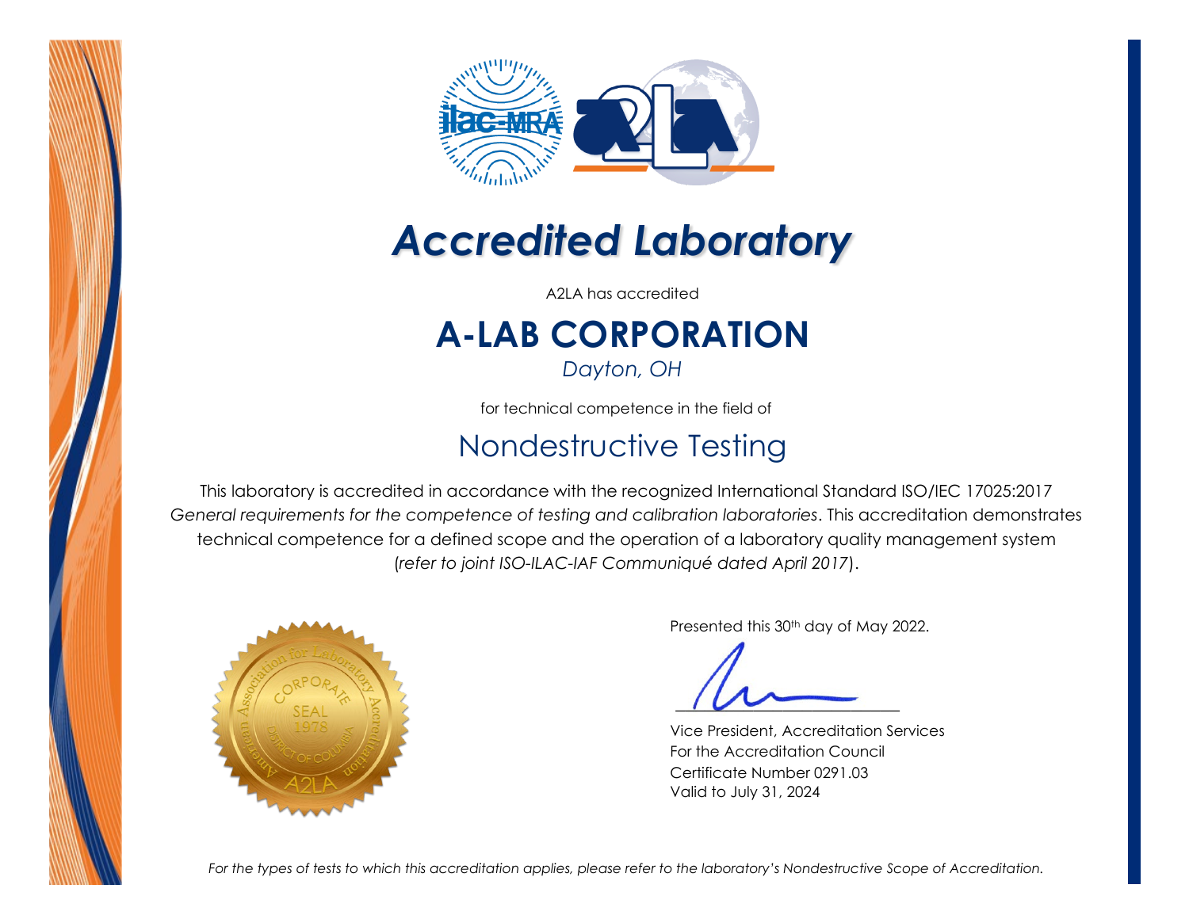# Accredited Laboratory

A2LA has accredited

## A-LAB CORPORATION

*Dayton, OH*

for technical competence in the field of

## Nondestructive Testing

This laboratory is accredited in accordance with the recognized International Standard ISO/IEC 17025:2017 *General requirements for the competence of testing and calibration laboratories*. This accreditation demonstrates technical competence for a defined scope and the operation of a laboratory quality management system (*refer to joint ISO-ILAC-IAF Communiqué dated April 2017*).

Presented this 30th day of May 2022.

Vice President, Accreditation Services
For the Accreditation Council
Certificate Number 0291.03
Valid to July 31, 2024

*For the types of tests to which this accreditation applies, please refer to the laboratory's Nondestructive Scope of Accreditation.*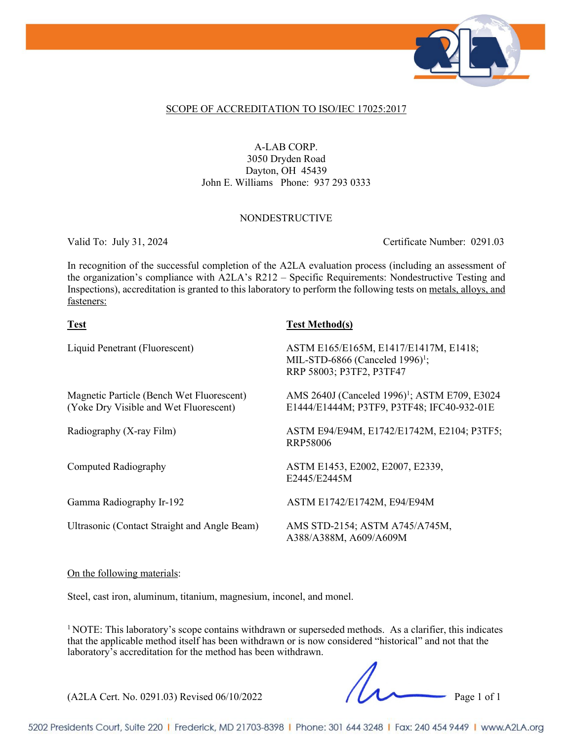## SCOPE OF ACCREDITATION TO ISO/IEC 17025:2017

A-LAB CORP.
3050 Dryden Road
Dayton, OH 45439
John E. Williams Phone: 937 293 0333

### NONDESTRUCTIVE

Valid To: July 31, 2024

Certificate Number: 0291.03

In recognition of the successful completion of the A2LA evaluation process (including an assessment of the organization's compliance with A2LA's R212 – Specific Requirements: Nondestructive Testing and Inspections), accreditation is granted to this laboratory to perform the following tests on metals, alloys, and fasteners:

| Test | Test Method(s) |
|---|---|
| Liquid Penetrant (Fluorescent) | ASTM E165/E165M, E1417/E1417M, E1418; MIL-STD-6866 (Canceled 1996)[1]; RRP 58003; P3TF2, P3TF47 |
| Magnetic Particle (Bench Wet Fluorescent) (Yoke Dry Visible and Wet Fluorescent) | AMS 2640J (Canceled 1996)[1]; ASTM E709, E3024 E1444/E1444M; P3TF9, P3TF48; IFC40-932-01E |
| Radiography (X-ray Film) | ASTM E94/E94M, E1742/E1742M, E2104; P3TF5; RRP58006 |
| Computed Radiography | ASTM E1453, E2002, E2007, E2339, E2445/E2445M |
| Gamma Radiography Ir-192 | ASTM E1742/E1742M, E94/E94M |
| Ultrasonic (Contact Straight and Angle Beam) | AMS STD-2154; ASTM A745/A745M, A388/A388M, A609/A609M |

On the following materials:

Steel, cast iron, aluminum, titanium, magnesium, inconel, and monel.

[1] NOTE: This laboratory's scope contains withdrawn or superseded methods. As a clarifier, this indicates that the applicable method itself has been withdrawn or is now considered "historical" and not that the laboratory's accreditation for the method has been withdrawn.

(A2LA Cert. No. 0291.03) Revised 06/10/2022